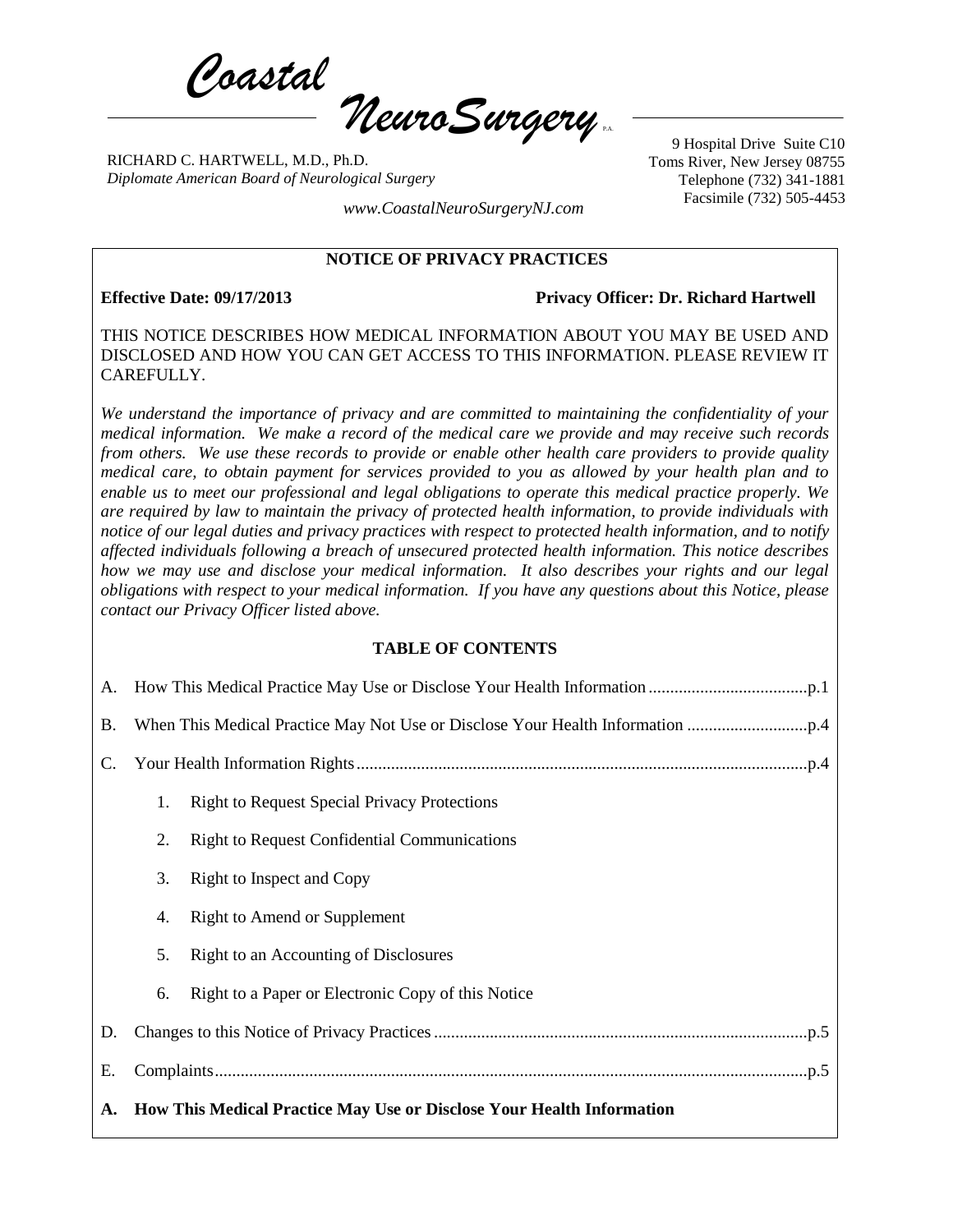*Coastal NeuroSurgery* P.A.

RICHARD C. HARTWELL, M.D., Ph.D.
*Diplomate American Board of Neurological Surgery*

*www.CoastalNeuroSurgeryNJ.com*

9 Hospital Drive Suite C10
Toms River, New Jersey 08755
Telephone (732) 341-1881
Facsimile (732) 505-4453

## NOTICE OF PRIVACY PRACTICES

**Effective Date: 09/17/2013** **Privacy Officer: Dr. Richard Hartwell**

THIS NOTICE DESCRIBES HOW MEDICAL INFORMATION ABOUT YOU MAY BE USED AND DISCLOSED AND HOW YOU CAN GET ACCESS TO THIS INFORMATION. PLEASE REVIEW IT CAREFULLY.

*We understand the importance of privacy and are committed to maintaining the confidentiality of your medical information. We make a record of the medical care we provide and may receive such records from others. We use these records to provide or enable other health care providers to provide quality medical care, to obtain payment for services provided to you as allowed by your health plan and to enable us to meet our professional and legal obligations to operate this medical practice properly. We are required by law to maintain the privacy of protected health information, to provide individuals with notice of our legal duties and privacy practices with respect to protected health information, and to notify affected individuals following a breach of unsecured protected health information. This notice describes how we may use and disclose your medical information. It also describes your rights and our legal obligations with respect to your medical information. If you have any questions about this Notice, please contact our Privacy Officer listed above.*

### TABLE OF CONTENTS

A. How This Medical Practice May Use or Disclose Your Health Information....................................p.1

B. When This Medical Practice May Not Use or Disclose Your Health Information ............................p.4

C. Your Health Information Rights.........................................................................................................p.4

1. Right to Request Special Privacy Protections
2. Right to Request Confidential Communications
3. Right to Inspect and Copy
4. Right to Amend or Supplement
5. Right to an Accounting of Disclosures
6. Right to a Paper or Electronic Copy of this Notice

D. Changes to this Notice of Privacy Practices......................................................................................p.5

E. Complaints.........................................................................................................................................p.5

### A. How This Medical Practice May Use or Disclose Your Health Information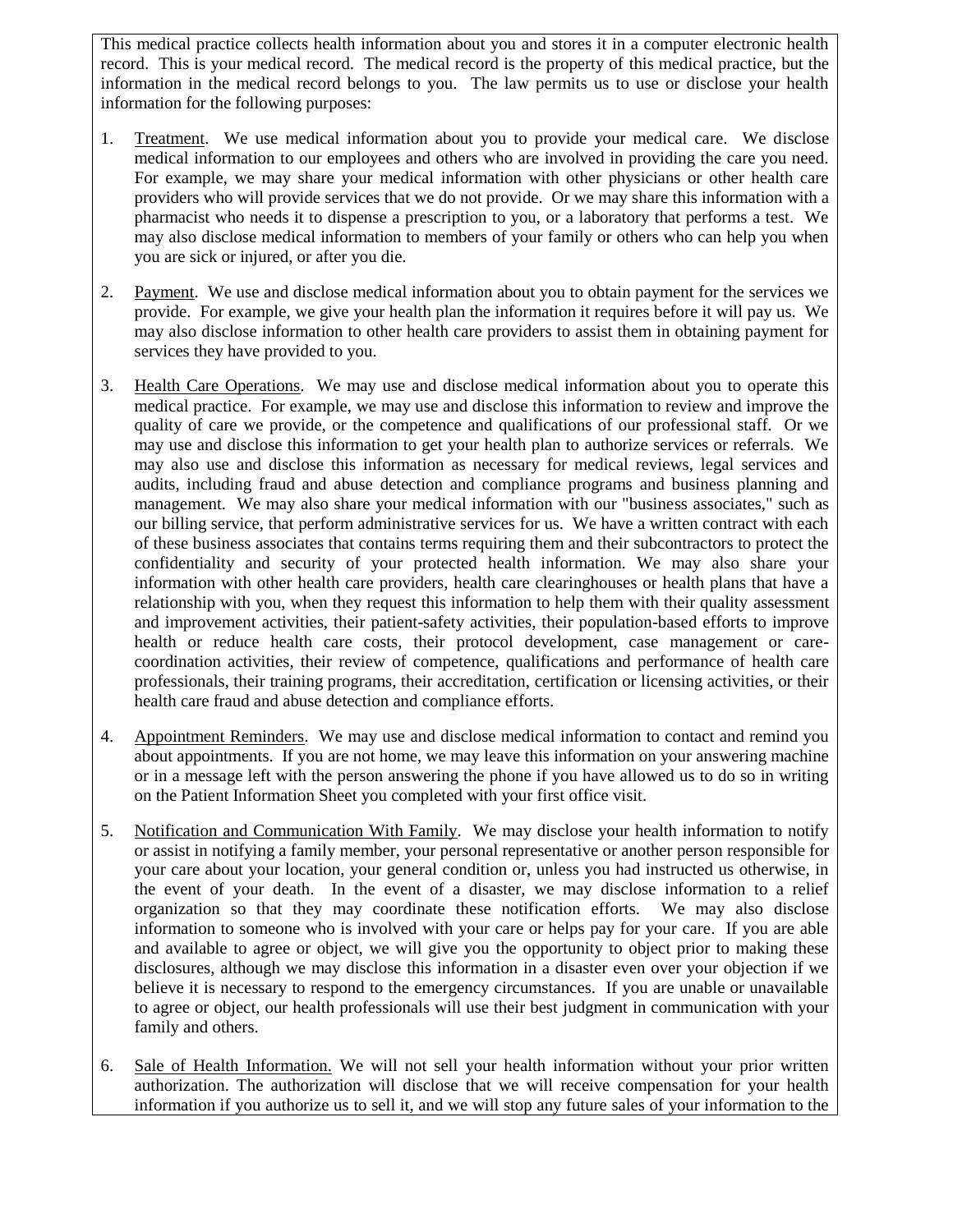This medical practice collects health information about you and stores it in a computer electronic health record. This is your medical record. The medical record is the property of this medical practice, but the information in the medical record belongs to you. The law permits us to use or disclose your health information for the following purposes:

1. Treatment. We use medical information about you to provide your medical care. We disclose medical information to our employees and others who are involved in providing the care you need. For example, we may share your medical information with other physicians or other health care providers who will provide services that we do not provide. Or we may share this information with a pharmacist who needs it to dispense a prescription to you, or a laboratory that performs a test. We may also disclose medical information to members of your family or others who can help you when you are sick or injured, or after you die.

2. Payment. We use and disclose medical information about you to obtain payment for the services we provide. For example, we give your health plan the information it requires before it will pay us. We may also disclose information to other health care providers to assist them in obtaining payment for services they have provided to you.

3. Health Care Operations. We may use and disclose medical information about you to operate this medical practice. For example, we may use and disclose this information to review and improve the quality of care we provide, or the competence and qualifications of our professional staff. Or we may use and disclose this information to get your health plan to authorize services or referrals. We may also use and disclose this information as necessary for medical reviews, legal services and audits, including fraud and abuse detection and compliance programs and business planning and management. We may also share your medical information with our "business associates," such as our billing service, that perform administrative services for us. We have a written contract with each of these business associates that contains terms requiring them and their subcontractors to protect the confidentiality and security of your protected health information. We may also share your information with other health care providers, health care clearinghouses or health plans that have a relationship with you, when they request this information to help them with their quality assessment and improvement activities, their patient-safety activities, their population-based efforts to improve health or reduce health care costs, their protocol development, case management or care-coordination activities, their review of competence, qualifications and performance of health care professionals, their training programs, their accreditation, certification or licensing activities, or their health care fraud and abuse detection and compliance efforts.

4. Appointment Reminders. We may use and disclose medical information to contact and remind you about appointments. If you are not home, we may leave this information on your answering machine or in a message left with the person answering the phone if you have allowed us to do so in writing on the Patient Information Sheet you completed with your first office visit.

5. Notification and Communication With Family. We may disclose your health information to notify or assist in notifying a family member, your personal representative or another person responsible for your care about your location, your general condition or, unless you had instructed us otherwise, in the event of your death. In the event of a disaster, we may disclose information to a relief organization so that they may coordinate these notification efforts. We may also disclose information to someone who is involved with your care or helps pay for your care. If you are able and available to agree or object, we will give you the opportunity to object prior to making these disclosures, although we may disclose this information in a disaster even over your objection if we believe it is necessary to respond to the emergency circumstances. If you are unable or unavailable to agree or object, our health professionals will use their best judgment in communication with your family and others.

6. Sale of Health Information. We will not sell your health information without your prior written authorization. The authorization will disclose that we will receive compensation for your health information if you authorize us to sell it, and we will stop any future sales of your information to the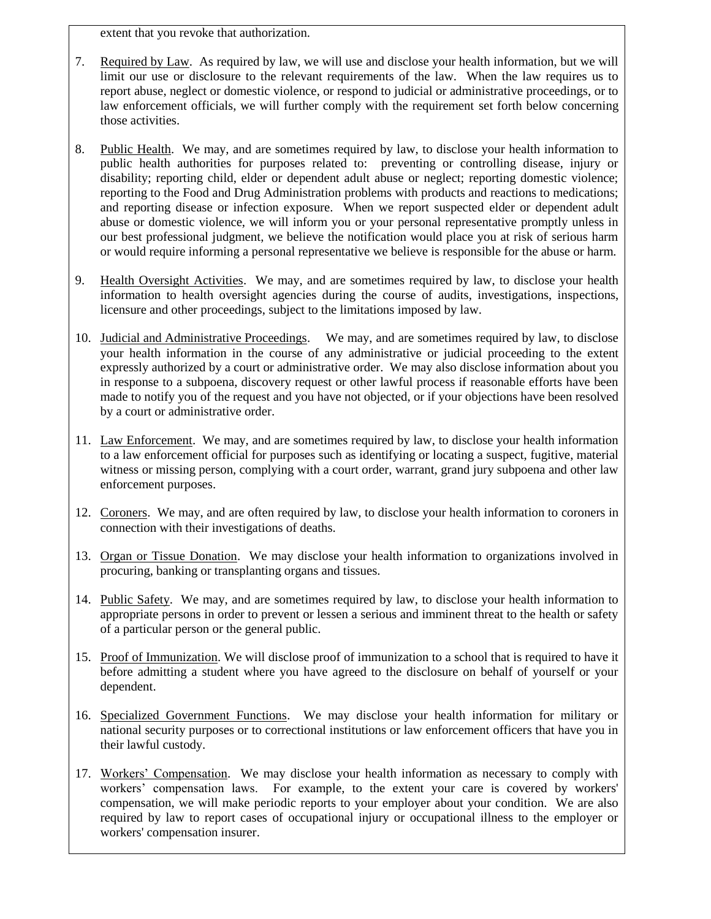extent that you revoke that authorization.

7. Required by Law. As required by law, we will use and disclose your health information, but we will limit our use or disclosure to the relevant requirements of the law. When the law requires us to report abuse, neglect or domestic violence, or respond to judicial or administrative proceedings, or to law enforcement officials, we will further comply with the requirement set forth below concerning those activities.

8. Public Health. We may, and are sometimes required by law, to disclose your health information to public health authorities for purposes related to: preventing or controlling disease, injury or disability; reporting child, elder or dependent adult abuse or neglect; reporting domestic violence; reporting to the Food and Drug Administration problems with products and reactions to medications; and reporting disease or infection exposure. When we report suspected elder or dependent adult abuse or domestic violence, we will inform you or your personal representative promptly unless in our best professional judgment, we believe the notification would place you at risk of serious harm or would require informing a personal representative we believe is responsible for the abuse or harm.

9. Health Oversight Activities. We may, and are sometimes required by law, to disclose your health information to health oversight agencies during the course of audits, investigations, inspections, licensure and other proceedings, subject to the limitations imposed by law.

10. Judicial and Administrative Proceedings. We may, and are sometimes required by law, to disclose your health information in the course of any administrative or judicial proceeding to the extent expressly authorized by a court or administrative order. We may also disclose information about you in response to a subpoena, discovery request or other lawful process if reasonable efforts have been made to notify you of the request and you have not objected, or if your objections have been resolved by a court or administrative order.

11. Law Enforcement. We may, and are sometimes required by law, to disclose your health information to a law enforcement official for purposes such as identifying or locating a suspect, fugitive, material witness or missing person, complying with a court order, warrant, grand jury subpoena and other law enforcement purposes.

12. Coroners. We may, and are often required by law, to disclose your health information to coroners in connection with their investigations of deaths.

13. Organ or Tissue Donation. We may disclose your health information to organizations involved in procuring, banking or transplanting organs and tissues.

14. Public Safety. We may, and are sometimes required by law, to disclose your health information to appropriate persons in order to prevent or lessen a serious and imminent threat to the health or safety of a particular person or the general public.

15. Proof of Immunization. We will disclose proof of immunization to a school that is required to have it before admitting a student where you have agreed to the disclosure on behalf of yourself or your dependent.

16. Specialized Government Functions. We may disclose your health information for military or national security purposes or to correctional institutions or law enforcement officers that have you in their lawful custody.

17. Workers' Compensation. We may disclose your health information as necessary to comply with workers' compensation laws. For example, to the extent your care is covered by workers' compensation, we will make periodic reports to your employer about your condition. We are also required by law to report cases of occupational injury or occupational illness to the employer or workers' compensation insurer.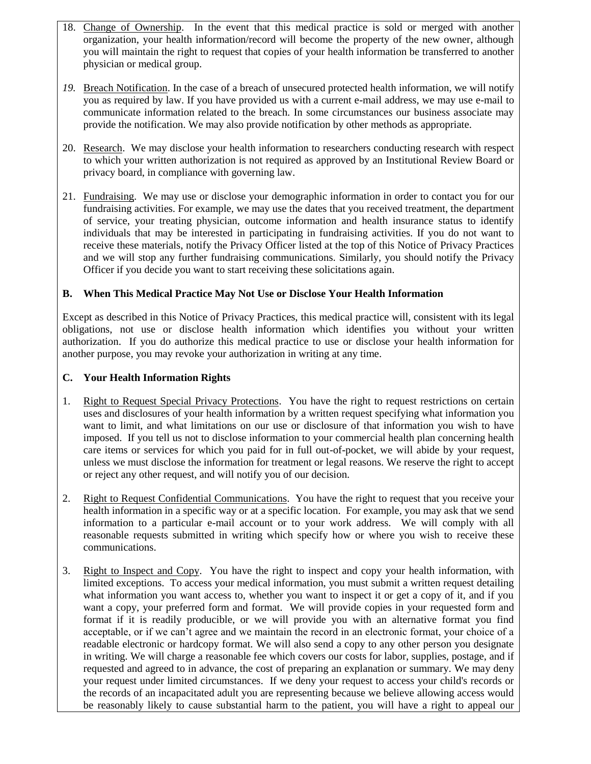18. Change of Ownership. In the event that this medical practice is sold or merged with another organization, your health information/record will become the property of the new owner, although you will maintain the right to request that copies of your health information be transferred to another physician or medical group.

19. Breach Notification. In the case of a breach of unsecured protected health information, we will notify you as required by law. If you have provided us with a current e-mail address, we may use e-mail to communicate information related to the breach. In some circumstances our business associate may provide the notification. We may also provide notification by other methods as appropriate.

20. Research. We may disclose your health information to researchers conducting research with respect to which your written authorization is not required as approved by an Institutional Review Board or privacy board, in compliance with governing law.

21. Fundraising. We may use or disclose your demographic information in order to contact you for our fundraising activities. For example, we may use the dates that you received treatment, the department of service, your treating physician, outcome information and health insurance status to identify individuals that may be interested in participating in fundraising activities. If you do not want to receive these materials, notify the Privacy Officer listed at the top of this Notice of Privacy Practices and we will stop any further fundraising communications. Similarly, you should notify the Privacy Officer if you decide you want to start receiving these solicitations again.

### B. When This Medical Practice May Not Use or Disclose Your Health Information

Except as described in this Notice of Privacy Practices, this medical practice will, consistent with its legal obligations, not use or disclose health information which identifies you without your written authorization. If you do authorize this medical practice to use or disclose your health information for another purpose, you may revoke your authorization in writing at any time.

### C. Your Health Information Rights

1. Right to Request Special Privacy Protections. You have the right to request restrictions on certain uses and disclosures of your health information by a written request specifying what information you want to limit, and what limitations on our use or disclosure of that information you wish to have imposed. If you tell us not to disclose information to your commercial health plan concerning health care items or services for which you paid for in full out-of-pocket, we will abide by your request, unless we must disclose the information for treatment or legal reasons. We reserve the right to accept or reject any other request, and will notify you of our decision.

2. Right to Request Confidential Communications. You have the right to request that you receive your health information in a specific way or at a specific location. For example, you may ask that we send information to a particular e-mail account or to your work address. We will comply with all reasonable requests submitted in writing which specify how or where you wish to receive these communications.

3. Right to Inspect and Copy. You have the right to inspect and copy your health information, with limited exceptions. To access your medical information, you must submit a written request detailing what information you want access to, whether you want to inspect it or get a copy of it, and if you want a copy, your preferred form and format. We will provide copies in your requested form and format if it is readily producible, or we will provide you with an alternative format you find acceptable, or if we can't agree and we maintain the record in an electronic format, your choice of a readable electronic or hardcopy format. We will also send a copy to any other person you designate in writing. We will charge a reasonable fee which covers our costs for labor, supplies, postage, and if requested and agreed to in advance, the cost of preparing an explanation or summary. We may deny your request under limited circumstances. If we deny your request to access your child's records or the records of an incapacitated adult you are representing because we believe allowing access would be reasonably likely to cause substantial harm to the patient, you will have a right to appeal our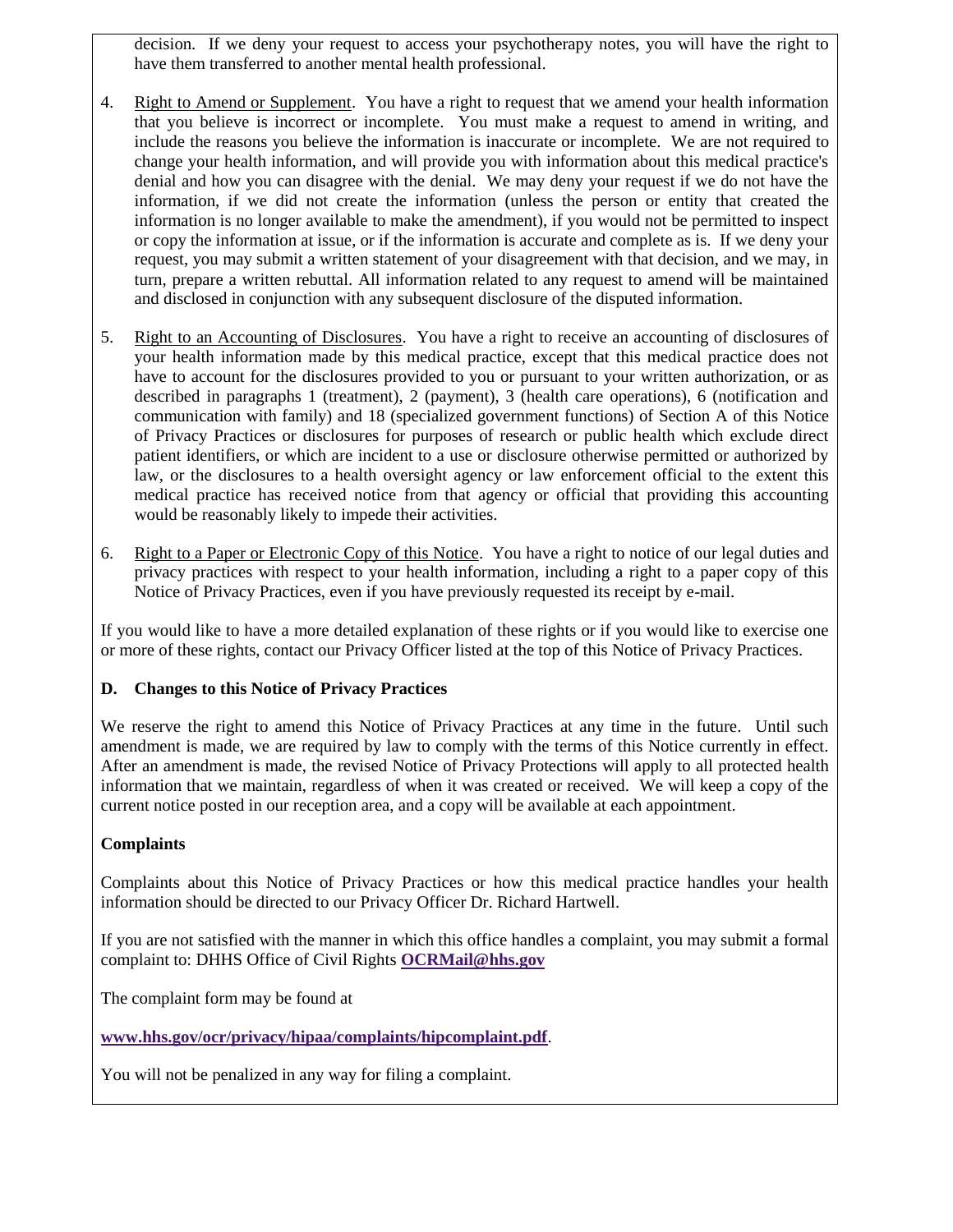decision. If we deny your request to access your psychotherapy notes, you will have the right to have them transferred to another mental health professional.

4. Right to Amend or Supplement. You have a right to request that we amend your health information that you believe is incorrect or incomplete. You must make a request to amend in writing, and include the reasons you believe the information is inaccurate or incomplete. We are not required to change your health information, and will provide you with information about this medical practice's denial and how you can disagree with the denial. We may deny your request if we do not have the information, if we did not create the information (unless the person or entity that created the information is no longer available to make the amendment), if you would not be permitted to inspect or copy the information at issue, or if the information is accurate and complete as is. If we deny your request, you may submit a written statement of your disagreement with that decision, and we may, in turn, prepare a written rebuttal. All information related to any request to amend will be maintained and disclosed in conjunction with any subsequent disclosure of the disputed information.

5. Right to an Accounting of Disclosures. You have a right to receive an accounting of disclosures of your health information made by this medical practice, except that this medical practice does not have to account for the disclosures provided to you or pursuant to your written authorization, or as described in paragraphs 1 (treatment), 2 (payment), 3 (health care operations), 6 (notification and communication with family) and 18 (specialized government functions) of Section A of this Notice of Privacy Practices or disclosures for purposes of research or public health which exclude direct patient identifiers, or which are incident to a use or disclosure otherwise permitted or authorized by law, or the disclosures to a health oversight agency or law enforcement official to the extent this medical practice has received notice from that agency or official that providing this accounting would be reasonably likely to impede their activities.

6. Right to a Paper or Electronic Copy of this Notice. You have a right to notice of our legal duties and privacy practices with respect to your health information, including a right to a paper copy of this Notice of Privacy Practices, even if you have previously requested its receipt by e-mail.

If you would like to have a more detailed explanation of these rights or if you would like to exercise one or more of these rights, contact our Privacy Officer listed at the top of this Notice of Privacy Practices.

**D. Changes to this Notice of Privacy Practices**

We reserve the right to amend this Notice of Privacy Practices at any time in the future. Until such amendment is made, we are required by law to comply with the terms of this Notice currently in effect. After an amendment is made, the revised Notice of Privacy Protections will apply to all protected health information that we maintain, regardless of when it was created or received. We will keep a copy of the current notice posted in our reception area, and a copy will be available at each appointment.

**Complaints**

Complaints about this Notice of Privacy Practices or how this medical practice handles your health information should be directed to our Privacy Officer Dr. Richard Hartwell.

If you are not satisfied with the manner in which this office handles a complaint, you may submit a formal complaint to: DHHS Office of Civil Rights **OCRMail@hhs.gov**

The complaint form may be found at

**www.hhs.gov/ocr/privacy/hipaa/complaints/hipcomplaint.pdf**.

You will not be penalized in any way for filing a complaint.